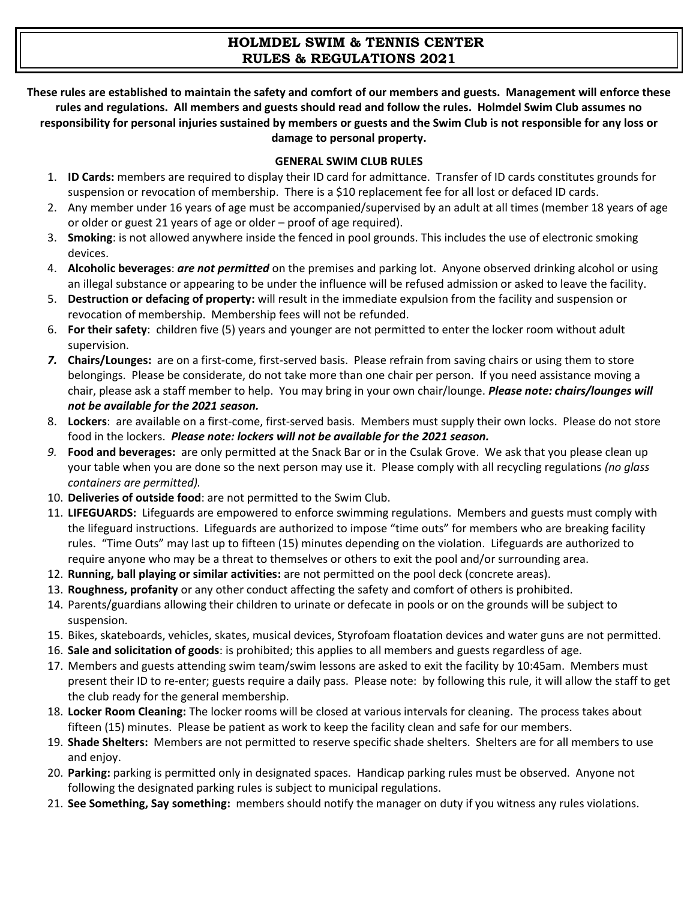# HOLMDEL SWIM & TENNIS CENTER
# RULES & REGULATIONS 2021

**These rules are established to maintain the safety and comfort of our members and guests. Management will enforce these rules and regulations. All members and guests should read and follow the rules. Holmdel Swim Club assumes no responsibility for personal injuries sustained by members or guests and the Swim Club is not responsible for any loss or damage to personal property.**

## GENERAL SWIM CLUB RULES

1. **ID Cards:** members are required to display their ID card for admittance. Transfer of ID cards constitutes grounds for suspension or revocation of membership. There is a $10 replacement fee for all lost or defaced ID cards.
2. Any member under 16 years of age must be accompanied/supervised by an adult at all times (member 18 years of age or older or guest 21 years of age or older – proof of age required).
3. **Smoking**: is not allowed anywhere inside the fenced in pool grounds. This includes the use of electronic smoking devices.
4. **Alcoholic beverages**: ***are not permitted*** on the premises and parking lot. Anyone observed drinking alcohol or using an illegal substance or appearing to be under the influence will be refused admission or asked to leave the facility.
5. **Destruction or defacing of property:** will result in the immediate expulsion from the facility and suspension or revocation of membership. Membership fees will not be refunded.
6. **For their safety**: children five (5) years and younger are not permitted to enter the locker room without adult supervision.
7. **Chairs/Lounges:** are on a first-come, first-served basis. Please refrain from saving chairs or using them to store belongings. Please be considerate, do not take more than one chair per person. If you need assistance moving a chair, please ask a staff member to help. You may bring in your own chair/lounge. ***Please note: chairs/lounges will not be available for the 2021 season.***
8. **Lockers**: are available on a first-come, first-served basis. Members must supply their own locks. Please do not store food in the lockers. ***Please note: lockers will not be available for the 2021 season.***
9. **Food and beverages:** are only permitted at the Snack Bar or in the Csulak Grove. We ask that you please clean up your table when you are done so the next person may use it. Please comply with all recycling regulations *(no glass containers are permitted).*
10. **Deliveries of outside food**: are not permitted to the Swim Club.
11. **LIFEGUARDS:** Lifeguards are empowered to enforce swimming regulations. Members and guests must comply with the lifeguard instructions. Lifeguards are authorized to impose "time outs" for members who are breaking facility rules. "Time Outs" may last up to fifteen (15) minutes depending on the violation. Lifeguards are authorized to require anyone who may be a threat to themselves or others to exit the pool and/or surrounding area.
12. **Running, ball playing or similar activities:** are not permitted on the pool deck (concrete areas).
13. **Roughness, profanity** or any other conduct affecting the safety and comfort of others is prohibited.
14. Parents/guardians allowing their children to urinate or defecate in pools or on the grounds will be subject to suspension.
15. Bikes, skateboards, vehicles, skates, musical devices, Styrofoam floatation devices and water guns are not permitted.
16. **Sale and solicitation of goods**: is prohibited; this applies to all members and guests regardless of age.
17. Members and guests attending swim team/swim lessons are asked to exit the facility by 10:45am. Members must present their ID to re-enter; guests require a daily pass. Please note: by following this rule, it will allow the staff to get the club ready for the general membership.
18. **Locker Room Cleaning:** The locker rooms will be closed at various intervals for cleaning. The process takes about fifteen (15) minutes. Please be patient as work to keep the facility clean and safe for our members.
19. **Shade Shelters:** Members are not permitted to reserve specific shade shelters. Shelters are for all members to use and enjoy.
20. **Parking:** parking is permitted only in designated spaces. Handicap parking rules must be observed. Anyone not following the designated parking rules is subject to municipal regulations.
21. **See Something, Say something:** members should notify the manager on duty if you witness any rules violations.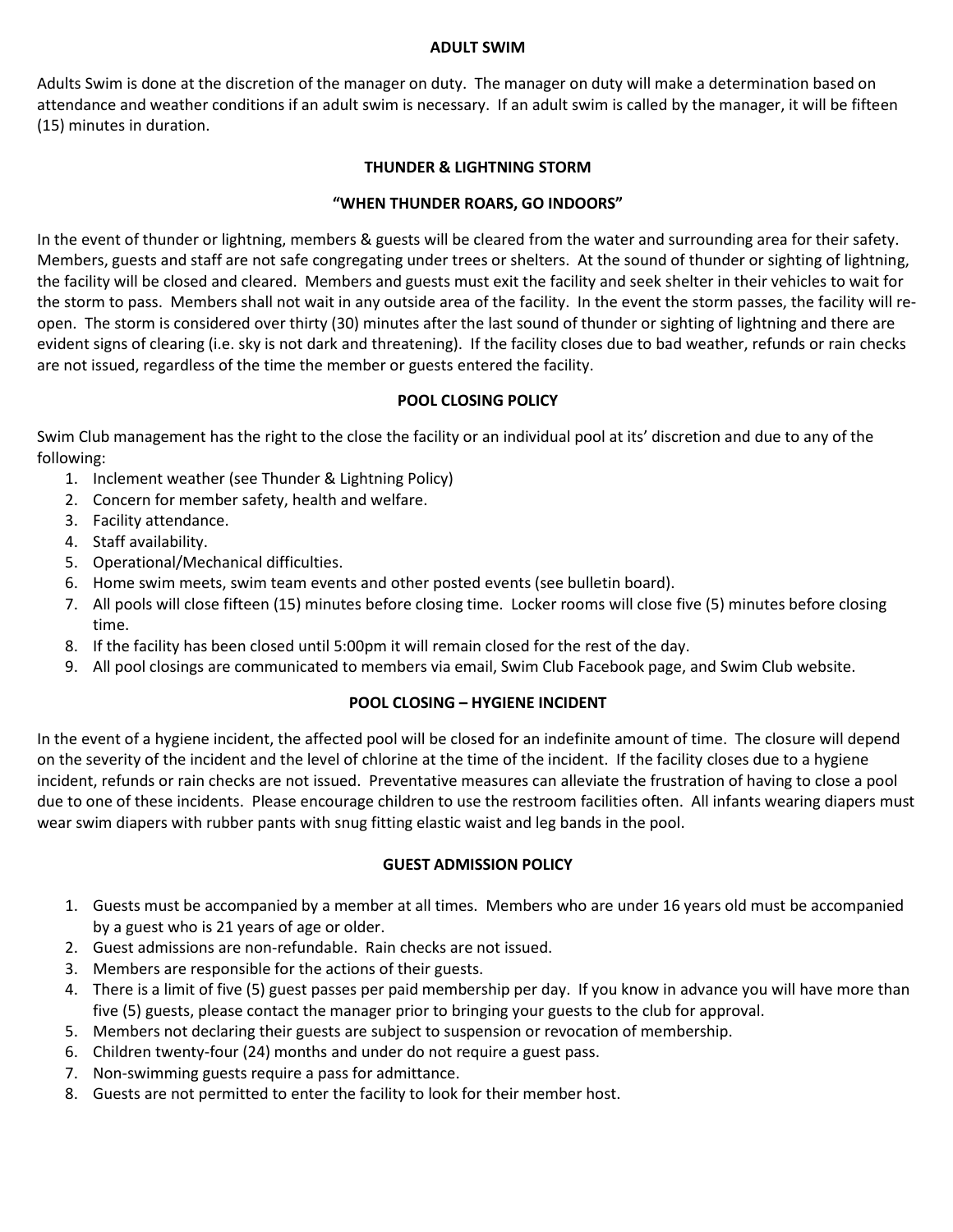## ADULT SWIM

Adults Swim is done at the discretion of the manager on duty. The manager on duty will make a determination based on attendance and weather conditions if an adult swim is necessary. If an adult swim is called by the manager, it will be fifteen (15) minutes in duration.

## THUNDER & LIGHTNING STORM

**"WHEN THUNDER ROARS, GO INDOORS"**

In the event of thunder or lightning, members & guests will be cleared from the water and surrounding area for their safety. Members, guests and staff are not safe congregating under trees or shelters. At the sound of thunder or sighting of lightning, the facility will be closed and cleared. Members and guests must exit the facility and seek shelter in their vehicles to wait for the storm to pass. Members shall not wait in any outside area of the facility. In the event the storm passes, the facility will re-open. The storm is considered over thirty (30) minutes after the last sound of thunder or sighting of lightning and there are evident signs of clearing (i.e. sky is not dark and threatening). If the facility closes due to bad weather, refunds or rain checks are not issued, regardless of the time the member or guests entered the facility.

## POOL CLOSING POLICY

Swim Club management has the right to the close the facility or an individual pool at its' discretion and due to any of the following:

1. Inclement weather (see Thunder & Lightning Policy)
2. Concern for member safety, health and welfare.
3. Facility attendance.
4. Staff availability.
5. Operational/Mechanical difficulties.
6. Home swim meets, swim team events and other posted events (see bulletin board).
7. All pools will close fifteen (15) minutes before closing time. Locker rooms will close five (5) minutes before closing time.
8. If the facility has been closed until 5:00pm it will remain closed for the rest of the day.
9. All pool closings are communicated to members via email, Swim Club Facebook page, and Swim Club website.

## POOL CLOSING – HYGIENE INCIDENT

In the event of a hygiene incident, the affected pool will be closed for an indefinite amount of time. The closure will depend on the severity of the incident and the level of chlorine at the time of the incident. If the facility closes due to a hygiene incident, refunds or rain checks are not issued. Preventative measures can alleviate the frustration of having to close a pool due to one of these incidents. Please encourage children to use the restroom facilities often. All infants wearing diapers must wear swim diapers with rubber pants with snug fitting elastic waist and leg bands in the pool.

## GUEST ADMISSION POLICY

1. Guests must be accompanied by a member at all times. Members who are under 16 years old must be accompanied by a guest who is 21 years of age or older.
2. Guest admissions are non-refundable. Rain checks are not issued.
3. Members are responsible for the actions of their guests.
4. There is a limit of five (5) guest passes per paid membership per day. If you know in advance you will have more than five (5) guests, please contact the manager prior to bringing your guests to the club for approval.
5. Members not declaring their guests are subject to suspension or revocation of membership.
6. Children twenty-four (24) months and under do not require a guest pass.
7. Non-swimming guests require a pass for admittance.
8. Guests are not permitted to enter the facility to look for their member host.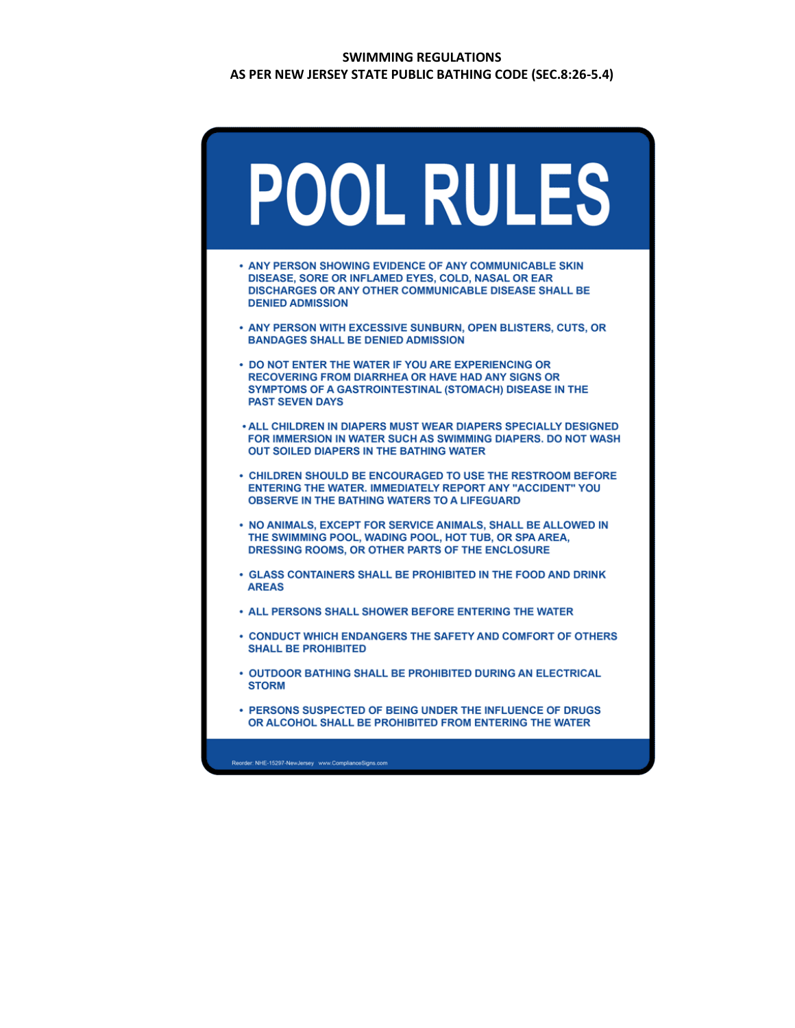**SWIMMING REGULATIONS**
**AS PER NEW JERSEY STATE PUBLIC BATHING CODE (SEC.8:26-5.4)**

# POOL RULES

- ANY PERSON SHOWING EVIDENCE OF ANY COMMUNICABLE SKIN DISEASE, SORE OR INFLAMED EYES, COLD, NASAL OR EAR DISCHARGES OR ANY OTHER COMMUNICABLE DISEASE SHALL BE DENIED ADMISSION
- ANY PERSON WITH EXCESSIVE SUNBURN, OPEN BLISTERS, CUTS, OR BANDAGES SHALL BE DENIED ADMISSION
- DO NOT ENTER THE WATER IF YOU ARE EXPERIENCING OR RECOVERING FROM DIARRHEA OR HAVE HAD ANY SIGNS OR SYMPTOMS OF A GASTROINTESTINAL (STOMACH) DISEASE IN THE PAST SEVEN DAYS
- ALL CHILDREN IN DIAPERS MUST WEAR DIAPERS SPECIALLY DESIGNED FOR IMMERSION IN WATER SUCH AS SWIMMING DIAPERS. DO NOT WASH OUT SOILED DIAPERS IN THE BATHING WATER
- CHILDREN SHOULD BE ENCOURAGED TO USE THE RESTROOM BEFORE ENTERING THE WATER. IMMEDIATELY REPORT ANY "ACCIDENT" YOU OBSERVE IN THE BATHING WATERS TO A LIFEGUARD
- NO ANIMALS, EXCEPT FOR SERVICE ANIMALS, SHALL BE ALLOWED IN THE SWIMMING POOL, WADING POOL, HOT TUB, OR SPA AREA, DRESSING ROOMS, OR OTHER PARTS OF THE ENCLOSURE
- GLASS CONTAINERS SHALL BE PROHIBITED IN THE FOOD AND DRINK AREAS
- ALL PERSONS SHALL SHOWER BEFORE ENTERING THE WATER
- CONDUCT WHICH ENDANGERS THE SAFETY AND COMFORT OF OTHERS SHALL BE PROHIBITED
- OUTDOOR BATHING SHALL BE PROHIBITED DURING AN ELECTRICAL STORM
- PERSONS SUSPECTED OF BEING UNDER THE INFLUENCE OF DRUGS OR ALCOHOL SHALL BE PROHIBITED FROM ENTERING THE WATER

Reorder: NHE-15297-NewJersey www.ComplianceSigns.com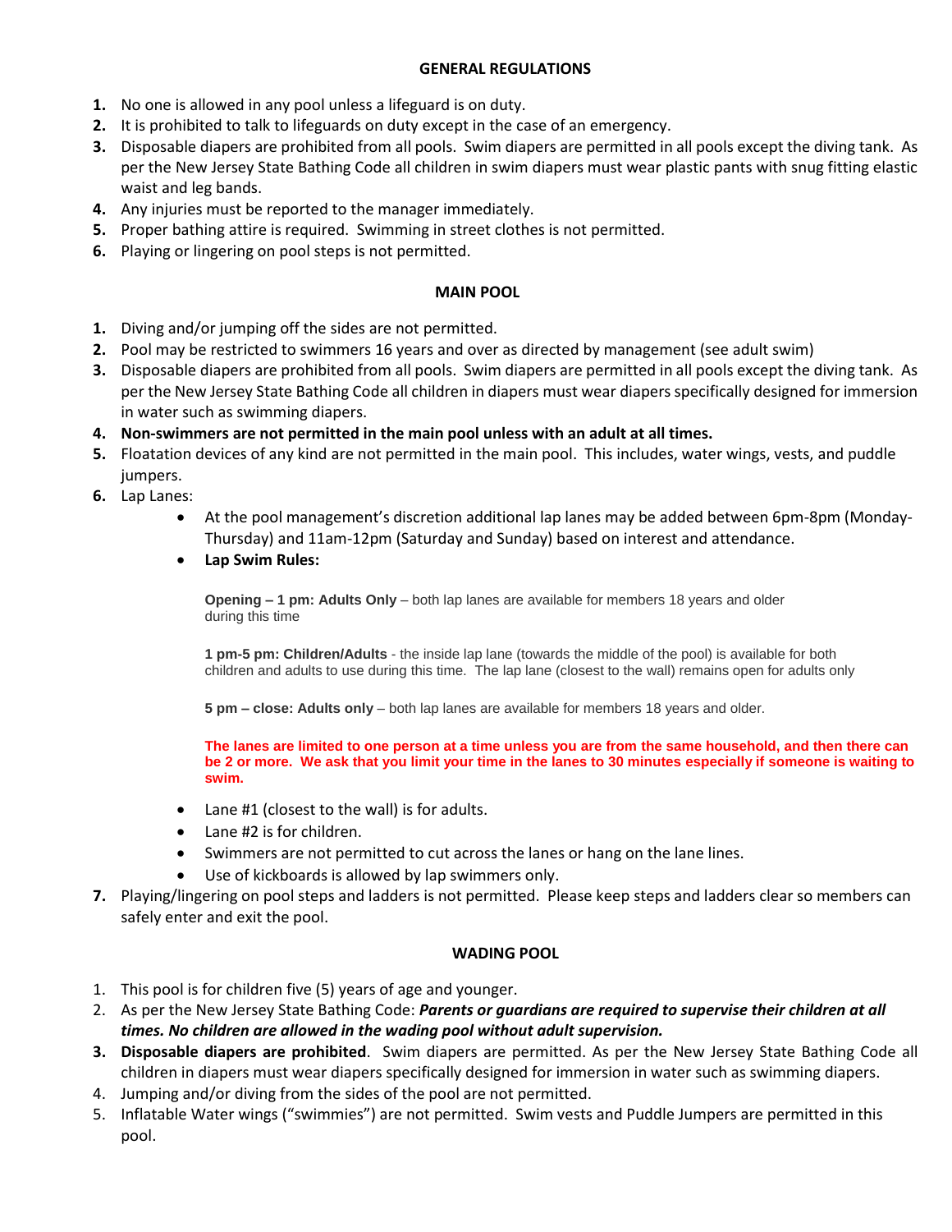## GENERAL REGULATIONS

1. No one is allowed in any pool unless a lifeguard is on duty.
2. It is prohibited to talk to lifeguards on duty except in the case of an emergency.
3. Disposable diapers are prohibited from all pools. Swim diapers are permitted in all pools except the diving tank. As per the New Jersey State Bathing Code all children in swim diapers must wear plastic pants with snug fitting elastic waist and leg bands.
4. Any injuries must be reported to the manager immediately.
5. Proper bathing attire is required. Swimming in street clothes is not permitted.
6. Playing or lingering on pool steps is not permitted.

## MAIN POOL

1. Diving and/or jumping off the sides are not permitted.
2. Pool may be restricted to swimmers 16 years and over as directed by management (see adult swim)
3. Disposable diapers are prohibited from all pools. Swim diapers are permitted in all pools except the diving tank. As per the New Jersey State Bathing Code all children in diapers must wear diapers specifically designed for immersion in water such as swimming diapers.
4. **Non-swimmers are not permitted in the main pool unless with an adult at all times.**
5. Floatation devices of any kind are not permitted in the main pool. This includes, water wings, vests, and puddle jumpers.
6. Lap Lanes:
   - At the pool management's discretion additional lap lanes may be added between 6pm-8pm (Monday-Thursday) and 11am-12pm (Saturday and Sunday) based on interest and attendance.
   - **Lap Swim Rules:**

     **Opening – 1 pm: Adults Only** – both lap lanes are available for members 18 years and older during this time

     **1 pm-5 pm: Children/Adults** - the inside lap lane (towards the middle of the pool) is available for both children and adults to use during this time. The lap lane (closest to the wall) remains open for adults only

     **5 pm – close: Adults only** – both lap lanes are available for members 18 years and older.

     **The lanes are limited to one person at a time unless you are from the same household, and then there can be 2 or more. We ask that you limit your time in the lanes to 30 minutes especially if someone is waiting to swim.**

   - Lane #1 (closest to the wall) is for adults.
   - Lane #2 is for children.
   - Swimmers are not permitted to cut across the lanes or hang on the lane lines.
   - Use of kickboards is allowed by lap swimmers only.
7. Playing/lingering on pool steps and ladders is not permitted. Please keep steps and ladders clear so members can safely enter and exit the pool.

## WADING POOL

1. This pool is for children five (5) years of age and younger.
2. As per the New Jersey State Bathing Code: ***Parents or guardians are required to supervise their children at all times. No children are allowed in the wading pool without adult supervision.***
3. **Disposable diapers are prohibited**. Swim diapers are permitted. As per the New Jersey State Bathing Code all children in diapers must wear diapers specifically designed for immersion in water such as swimming diapers.
4. Jumping and/or diving from the sides of the pool are not permitted.
5. Inflatable Water wings ("swimmies") are not permitted. Swim vests and Puddle Jumpers are permitted in this pool.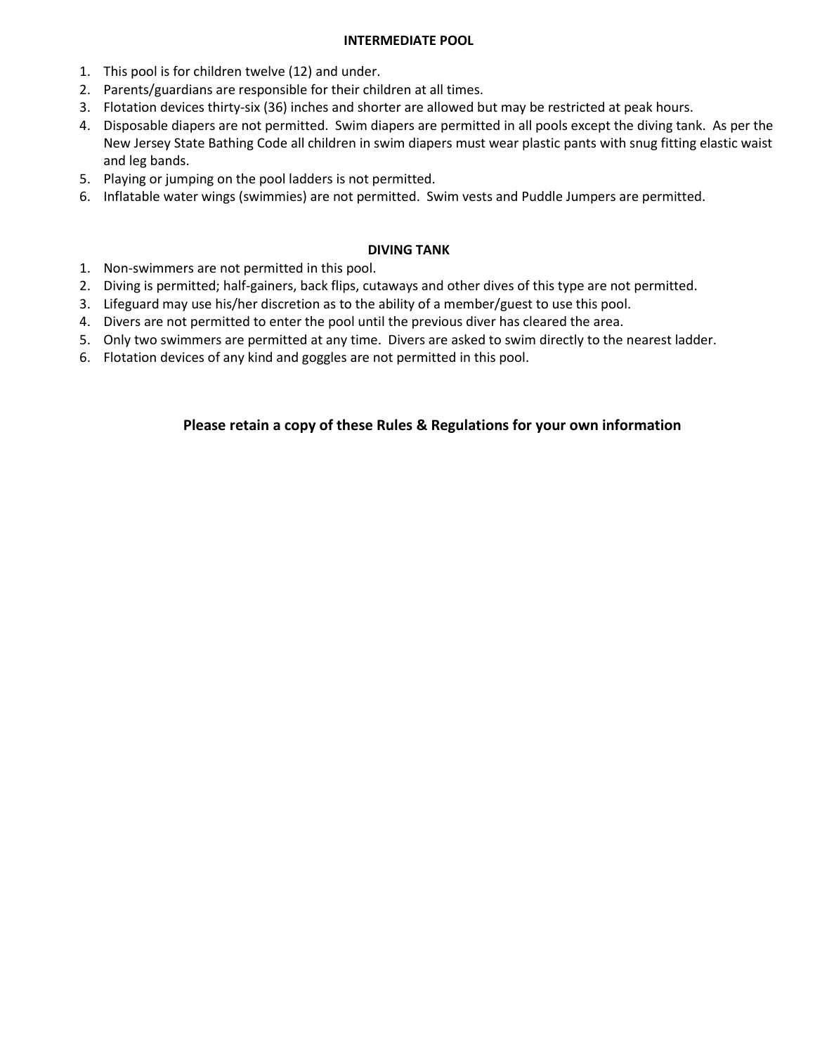## INTERMEDIATE POOL

1. This pool is for children twelve (12) and under.
2. Parents/guardians are responsible for their children at all times.
3. Flotation devices thirty-six (36) inches and shorter are allowed but may be restricted at peak hours.
4. Disposable diapers are not permitted. Swim diapers are permitted in all pools except the diving tank. As per the New Jersey State Bathing Code all children in swim diapers must wear plastic pants with snug fitting elastic waist and leg bands.
5. Playing or jumping on the pool ladders is not permitted.
6. Inflatable water wings (swimmies) are not permitted. Swim vests and Puddle Jumpers are permitted.

## DIVING TANK

1. Non-swimmers are not permitted in this pool.
2. Diving is permitted; half-gainers, back flips, cutaways and other dives of this type are not permitted.
3. Lifeguard may use his/her discretion as to the ability of a member/guest to use this pool.
4. Divers are not permitted to enter the pool until the previous diver has cleared the area.
5. Only two swimmers are permitted at any time. Divers are asked to swim directly to the nearest ladder.
6. Flotation devices of any kind and goggles are not permitted in this pool.

**Please retain a copy of these Rules & Regulations for your own information**